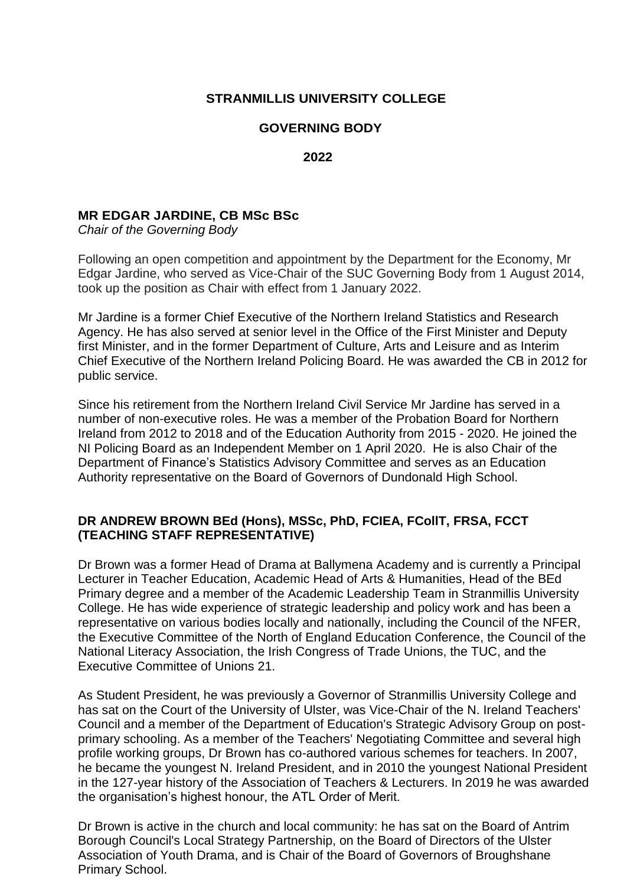# STRANMILLIS UNIVERSITY COLLEGE

## GOVERNING BODY

## 2022

### MR EDGAR JARDINE, CB MSc BSc

*Chair of the Governing Body*

Following an open competition and appointment by the Department for the Economy, Mr Edgar Jardine, who served as Vice-Chair of the SUC Governing Body from 1 August 2014, took up the position as Chair with effect from 1 January 2022.

Mr Jardine is a former Chief Executive of the Northern Ireland Statistics and Research Agency. He has also served at senior level in the Office of the First Minister and Deputy first Minister, and in the former Department of Culture, Arts and Leisure and as Interim Chief Executive of the Northern Ireland Policing Board. He was awarded the CB in 2012 for public service.

Since his retirement from the Northern Ireland Civil Service Mr Jardine has served in a number of non-executive roles. He was a member of the Probation Board for Northern Ireland from 2012 to 2018 and of the Education Authority from 2015 - 2020. He joined the NI Policing Board as an Independent Member on 1 April 2020. He is also Chair of the Department of Finance's Statistics Advisory Committee and serves as an Education Authority representative on the Board of Governors of Dundonald High School.

### DR ANDREW BROWN BEd (Hons), MSSc, PhD, FCIEA, FCollT, FRSA, FCCT (TEACHING STAFF REPRESENTATIVE)

Dr Brown was a former Head of Drama at Ballymena Academy and is currently a Principal Lecturer in Teacher Education, Academic Head of Arts & Humanities, Head of the BEd Primary degree and a member of the Academic Leadership Team in Stranmillis University College. He has wide experience of strategic leadership and policy work and has been a representative on various bodies locally and nationally, including the Council of the NFER, the Executive Committee of the North of England Education Conference, the Council of the National Literacy Association, the Irish Congress of Trade Unions, the TUC, and the Executive Committee of Unions 21.

As Student President, he was previously a Governor of Stranmillis University College and has sat on the Court of the University of Ulster, was Vice-Chair of the N. Ireland Teachers' Council and a member of the Department of Education's Strategic Advisory Group on post-primary schooling. As a member of the Teachers' Negotiating Committee and several high profile working groups, Dr Brown has co-authored various schemes for teachers. In 2007, he became the youngest N. Ireland President, and in 2010 the youngest National President in the 127-year history of the Association of Teachers & Lecturers. In 2019 he was awarded the organisation's highest honour, the ATL Order of Merit.

Dr Brown is active in the church and local community: he has sat on the Board of Antrim Borough Council's Local Strategy Partnership, on the Board of Directors of the Ulster Association of Youth Drama, and is Chair of the Board of Governors of Broughshane Primary School.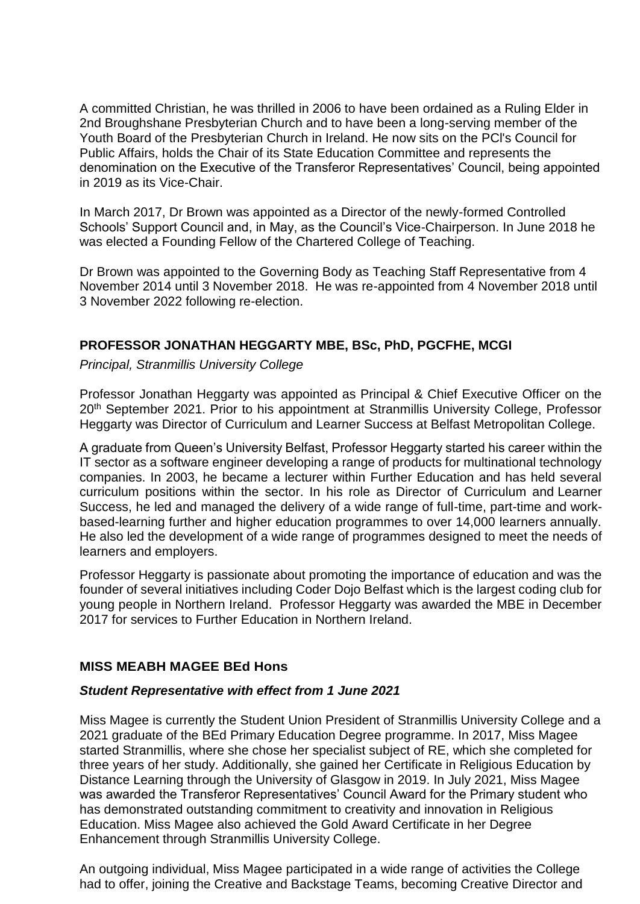A committed Christian, he was thrilled in 2006 to have been ordained as a Ruling Elder in 2nd Broughshane Presbyterian Church and to have been a long-serving member of the Youth Board of the Presbyterian Church in Ireland. He now sits on the PCl's Council for Public Affairs, holds the Chair of its State Education Committee and represents the denomination on the Executive of the Transferor Representatives' Council, being appointed in 2019 as its Vice-Chair.

In March 2017, Dr Brown was appointed as a Director of the newly-formed Controlled Schools' Support Council and, in May, as the Council's Vice-Chairperson. In June 2018 he was elected a Founding Fellow of the Chartered College of Teaching.

Dr Brown was appointed to the Governing Body as Teaching Staff Representative from 4 November 2014 until 3 November 2018. He was re-appointed from 4 November 2018 until 3 November 2022 following re-election.

**PROFESSOR JONATHAN HEGGARTY MBE, BSc, PhD, PGCFHE, MCGI**

*Principal, Stranmillis University College*

Professor Jonathan Heggarty was appointed as Principal & Chief Executive Officer on the 20th September 2021. Prior to his appointment at Stranmillis University College, Professor Heggarty was Director of Curriculum and Learner Success at Belfast Metropolitan College.

A graduate from Queen's University Belfast, Professor Heggarty started his career within the IT sector as a software engineer developing a range of products for multinational technology companies. In 2003, he became a lecturer within Further Education and has held several curriculum positions within the sector. In his role as Director of Curriculum and Learner Success, he led and managed the delivery of a wide range of full-time, part-time and work-based-learning further and higher education programmes to over 14,000 learners annually. He also led the development of a wide range of programmes designed to meet the needs of learners and employers.

Professor Heggarty is passionate about promoting the importance of education and was the founder of several initiatives including Coder Dojo Belfast which is the largest coding club for young people in Northern Ireland. Professor Heggarty was awarded the MBE in December 2017 for services to Further Education in Northern Ireland.

**MISS MEABH MAGEE BEd Hons**

***Student Representative with effect from 1 June 2021***

Miss Magee is currently the Student Union President of Stranmillis University College and a 2021 graduate of the BEd Primary Education Degree programme. In 2017, Miss Magee started Stranmillis, where she chose her specialist subject of RE, which she completed for three years of her study. Additionally, she gained her Certificate in Religious Education by Distance Learning through the University of Glasgow in 2019. In July 2021, Miss Magee was awarded the Transferor Representatives' Council Award for the Primary student who has demonstrated outstanding commitment to creativity and innovation in Religious Education. Miss Magee also achieved the Gold Award Certificate in her Degree Enhancement through Stranmillis University College.

An outgoing individual, Miss Magee participated in a wide range of activities the College had to offer, joining the Creative and Backstage Teams, becoming Creative Director and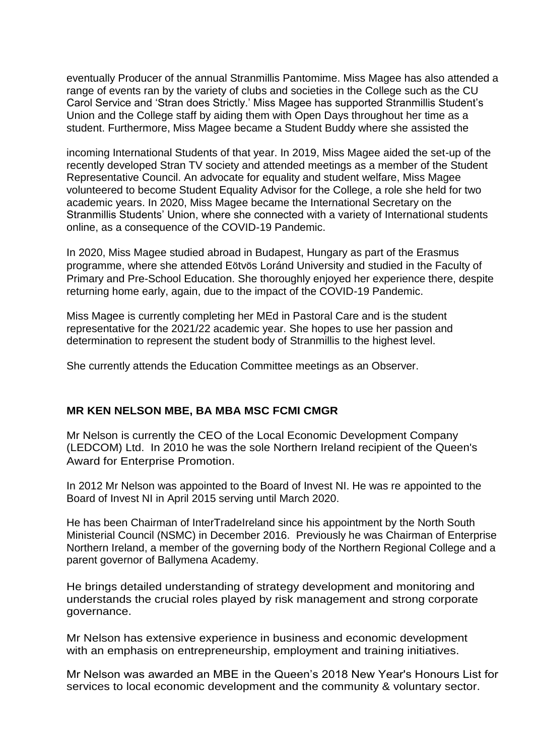eventually Producer of the annual Stranmillis Pantomime. Miss Magee has also attended a range of events ran by the variety of clubs and societies in the College such as the CU Carol Service and 'Stran does Strictly.' Miss Magee has supported Stranmillis Student's Union and the College staff by aiding them with Open Days throughout her time as a student. Furthermore, Miss Magee became a Student Buddy where she assisted the

incoming International Students of that year. In 2019, Miss Magee aided the set-up of the recently developed Stran TV society and attended meetings as a member of the Student Representative Council. An advocate for equality and student welfare, Miss Magee volunteered to become Student Equality Advisor for the College, a role she held for two academic years. In 2020, Miss Magee became the International Secretary on the Stranmillis Students' Union, where she connected with a variety of International students online, as a consequence of the COVID-19 Pandemic.

In 2020, Miss Magee studied abroad in Budapest, Hungary as part of the Erasmus programme, where she attended Eötvös Loránd University and studied in the Faculty of Primary and Pre-School Education. She thoroughly enjoyed her experience there, despite returning home early, again, due to the impact of the COVID-19 Pandemic.

Miss Magee is currently completing her MEd in Pastoral Care and is the student representative for the 2021/22 academic year. She hopes to use her passion and determination to represent the student body of Stranmillis to the highest level.

She currently attends the Education Committee meetings as an Observer.

## MR KEN NELSON MBE, BA MBA MSC FCMI CMGR

Mr Nelson is currently the CEO of the Local Economic Development Company (LEDCOM) Ltd. In 2010 he was the sole Northern Ireland recipient of the Queen's Award for Enterprise Promotion.

In 2012 Mr Nelson was appointed to the Board of Invest NI. He was re appointed to the Board of Invest NI in April 2015 serving until March 2020.

He has been Chairman of InterTradeIreland since his appointment by the North South Ministerial Council (NSMC) in December 2016. Previously he was Chairman of Enterprise Northern Ireland, a member of the governing body of the Northern Regional College and a parent governor of Ballymena Academy.

He brings detailed understanding of strategy development and monitoring and understands the crucial roles played by risk management and strong corporate governance.

Mr Nelson has extensive experience in business and economic development with an emphasis on entrepreneurship, employment and training initiatives.

Mr Nelson was awarded an MBE in the Queen's 2018 New Year's Honours List for services to local economic development and the community & voluntary sector.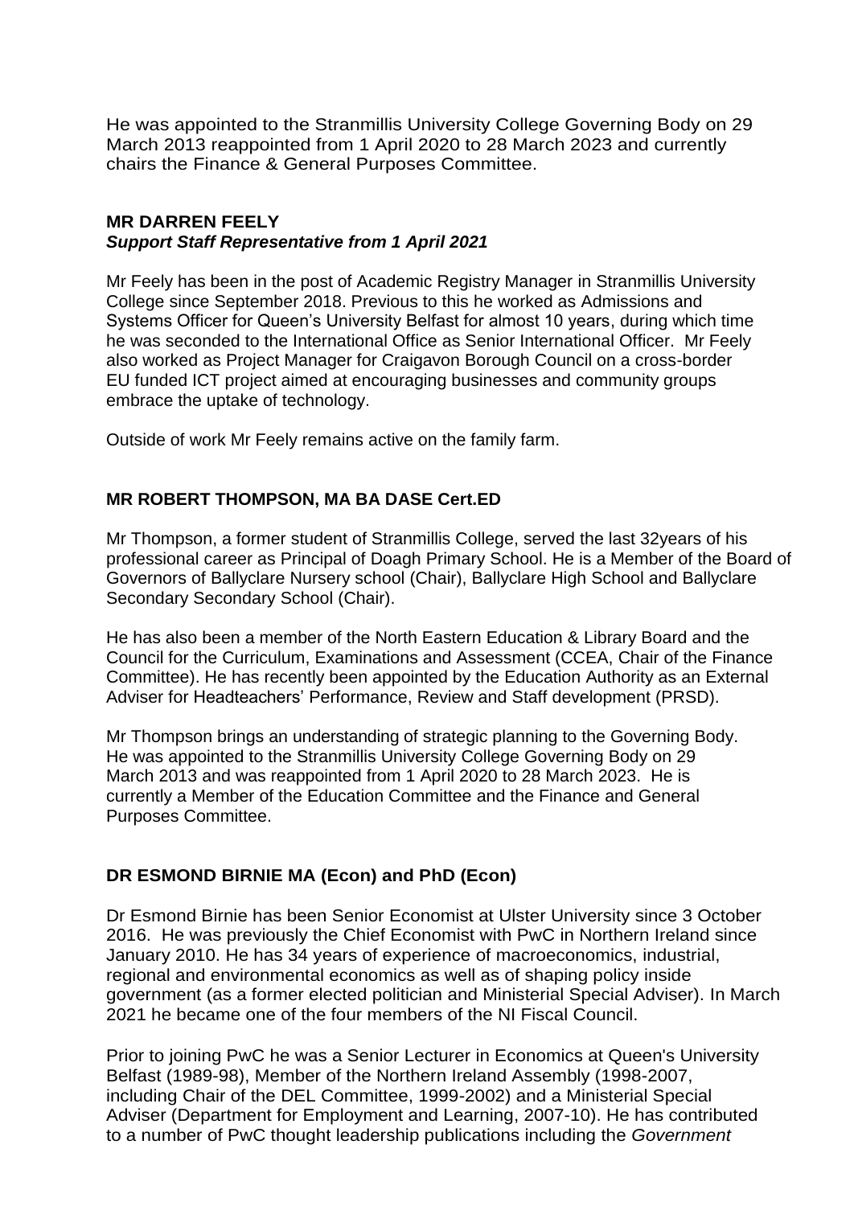He was appointed to the Stranmillis University College Governing Body on 29 March 2013 reappointed from 1 April 2020 to 28 March 2023 and currently chairs the Finance & General Purposes Committee.

**MR DARREN FEELY**
***Support Staff Representative from 1 April 2021***

Mr Feely has been in the post of Academic Registry Manager in Stranmillis University College since September 2018. Previous to this he worked as Admissions and Systems Officer for Queen's University Belfast for almost 10 years, during which time he was seconded to the International Office as Senior International Officer. Mr Feely also worked as Project Manager for Craigavon Borough Council on a cross-border EU funded ICT project aimed at encouraging businesses and community groups embrace the uptake of technology.

Outside of work Mr Feely remains active on the family farm.

**MR ROBERT THOMPSON, MA BA DASE Cert.ED**

Mr Thompson, a former student of Stranmillis College, served the last 32years of his professional career as Principal of Doagh Primary School. He is a Member of the Board of Governors of Ballyclare Nursery school (Chair), Ballyclare High School and Ballyclare Secondary Secondary School (Chair).

He has also been a member of the North Eastern Education & Library Board and the Council for the Curriculum, Examinations and Assessment (CCEA, Chair of the Finance Committee). He has recently been appointed by the Education Authority as an External Adviser for Headteachers' Performance, Review and Staff development (PRSD).

Mr Thompson brings an understanding of strategic planning to the Governing Body. He was appointed to the Stranmillis University College Governing Body on 29 March 2013 and was reappointed from 1 April 2020 to 28 March 2023. He is currently a Member of the Education Committee and the Finance and General Purposes Committee.

**DR ESMOND BIRNIE MA (Econ) and PhD (Econ)**

Dr Esmond Birnie has been Senior Economist at Ulster University since 3 October 2016. He was previously the Chief Economist with PwC in Northern Ireland since January 2010. He has 34 years of experience of macroeconomics, industrial, regional and environmental economics as well as of shaping policy inside government (as a former elected politician and Ministerial Special Adviser). In March 2021 he became one of the four members of the NI Fiscal Council.

Prior to joining PwC he was a Senior Lecturer in Economics at Queen's University Belfast (1989-98), Member of the Northern Ireland Assembly (1998-2007, including Chair of the DEL Committee, 1999-2002) and a Ministerial Special Adviser (Department for Employment and Learning, 2007-10). He has contributed to a number of PwC thought leadership publications including the *Government*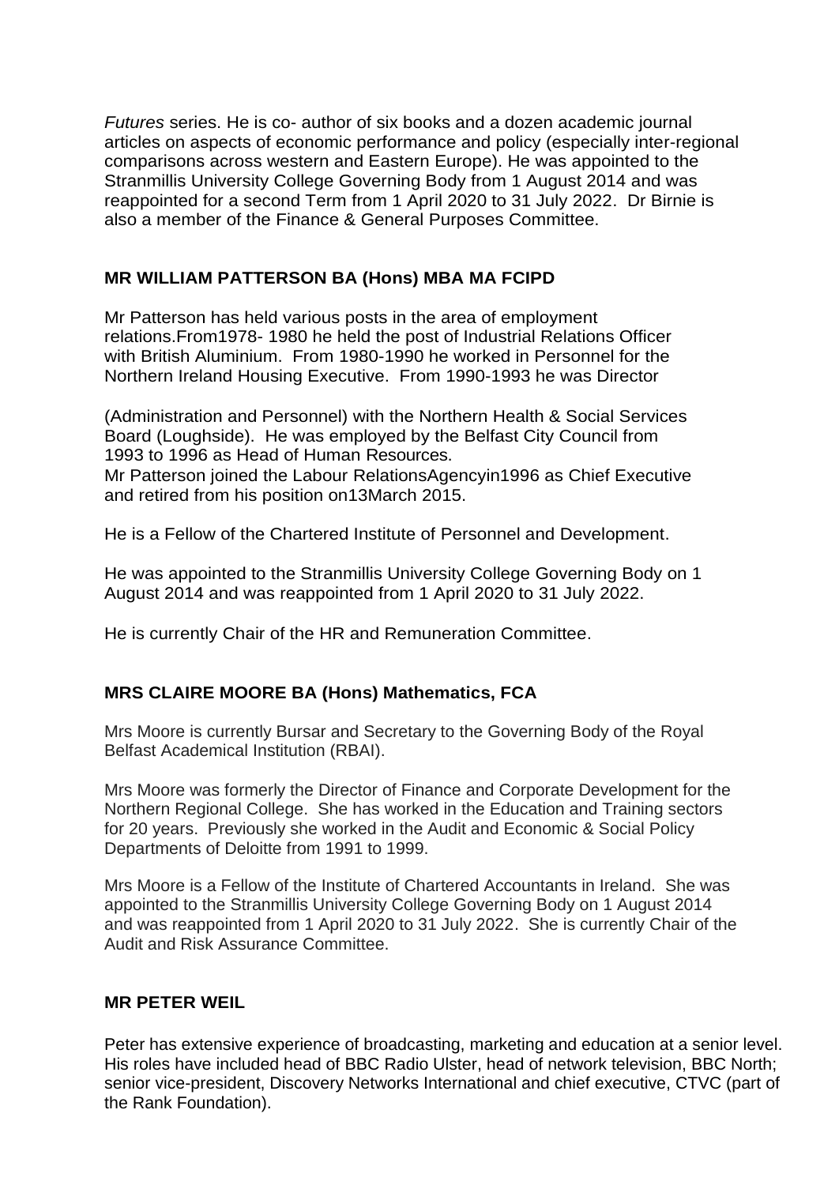*Futures* series. He is co- author of six books and a dozen academic journal articles on aspects of economic performance and policy (especially inter-regional comparisons across western and Eastern Europe). He was appointed to the Stranmillis University College Governing Body from 1 August 2014 and was reappointed for a second Term from 1 April 2020 to 31 July 2022. Dr Birnie is also a member of the Finance & General Purposes Committee.

## MR WILLIAM PATTERSON BA (Hons) MBA MA FCIPD

Mr Patterson has held various posts in the area of employment relations.From1978- 1980 he held the post of Industrial Relations Officer with British Aluminium. From 1980-1990 he worked in Personnel for the Northern Ireland Housing Executive. From 1990-1993 he was Director

(Administration and Personnel) with the Northern Health & Social Services Board (Loughside). He was employed by the Belfast City Council from 1993 to 1996 as Head of Human Resources.
Mr Patterson joined the Labour RelationsAgencyin1996 as Chief Executive and retired from his position on13March 2015.

He is a Fellow of the Chartered Institute of Personnel and Development.

He was appointed to the Stranmillis University College Governing Body on 1 August 2014 and was reappointed from 1 April 2020 to 31 July 2022.

He is currently Chair of the HR and Remuneration Committee.

## MRS CLAIRE MOORE BA (Hons) Mathematics, FCA

Mrs Moore is currently Bursar and Secretary to the Governing Body of the Royal Belfast Academical Institution (RBAI).

Mrs Moore was formerly the Director of Finance and Corporate Development for the Northern Regional College. She has worked in the Education and Training sectors for 20 years. Previously she worked in the Audit and Economic & Social Policy Departments of Deloitte from 1991 to 1999.

Mrs Moore is a Fellow of the Institute of Chartered Accountants in Ireland. She was appointed to the Stranmillis University College Governing Body on 1 August 2014 and was reappointed from 1 April 2020 to 31 July 2022. She is currently Chair of the Audit and Risk Assurance Committee.

## MR PETER WEIL

Peter has extensive experience of broadcasting, marketing and education at a senior level. His roles have included head of BBC Radio Ulster, head of network television, BBC North; senior vice-president, Discovery Networks International and chief executive, CTVC (part of the Rank Foundation).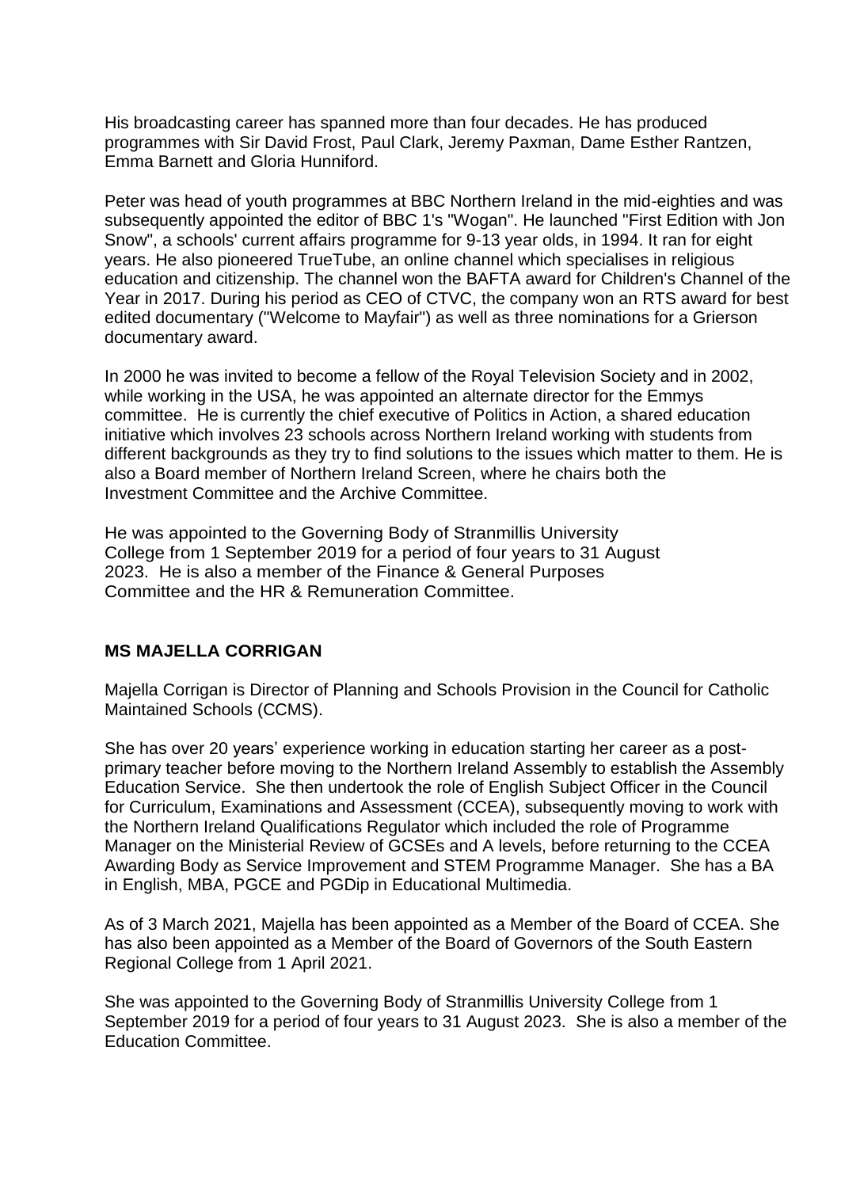His broadcasting career has spanned more than four decades. He has produced programmes with Sir David Frost, Paul Clark, Jeremy Paxman, Dame Esther Rantzen, Emma Barnett and Gloria Hunniford.

Peter was head of youth programmes at BBC Northern Ireland in the mid-eighties and was subsequently appointed the editor of BBC 1's "Wogan". He launched "First Edition with Jon Snow", a schools' current affairs programme for 9-13 year olds, in 1994. It ran for eight years. He also pioneered TrueTube, an online channel which specialises in religious education and citizenship. The channel won the BAFTA award for Children's Channel of the Year in 2017. During his period as CEO of CTVC, the company won an RTS award for best edited documentary ("Welcome to Mayfair") as well as three nominations for a Grierson documentary award.

In 2000 he was invited to become a fellow of the Royal Television Society and in 2002, while working in the USA, he was appointed an alternate director for the Emmys committee. He is currently the chief executive of Politics in Action, a shared education initiative which involves 23 schools across Northern Ireland working with students from different backgrounds as they try to find solutions to the issues which matter to them. He is also a Board member of Northern Ireland Screen, where he chairs both the Investment Committee and the Archive Committee.

He was appointed to the Governing Body of Stranmillis University College from 1 September 2019 for a period of four years to 31 August 2023. He is also a member of the Finance & General Purposes Committee and the HR & Remuneration Committee.

## MS MAJELLA CORRIGAN

Majella Corrigan is Director of Planning and Schools Provision in the Council for Catholic Maintained Schools (CCMS).

She has over 20 years' experience working in education starting her career as a post-primary teacher before moving to the Northern Ireland Assembly to establish the Assembly Education Service. She then undertook the role of English Subject Officer in the Council for Curriculum, Examinations and Assessment (CCEA), subsequently moving to work with the Northern Ireland Qualifications Regulator which included the role of Programme Manager on the Ministerial Review of GCSEs and A levels, before returning to the CCEA Awarding Body as Service Improvement and STEM Programme Manager. She has a BA in English, MBA, PGCE and PGDip in Educational Multimedia.

As of 3 March 2021, Majella has been appointed as a Member of the Board of CCEA. She has also been appointed as a Member of the Board of Governors of the South Eastern Regional College from 1 April 2021.

She was appointed to the Governing Body of Stranmillis University College from 1 September 2019 for a period of four years to 31 August 2023. She is also a member of the Education Committee.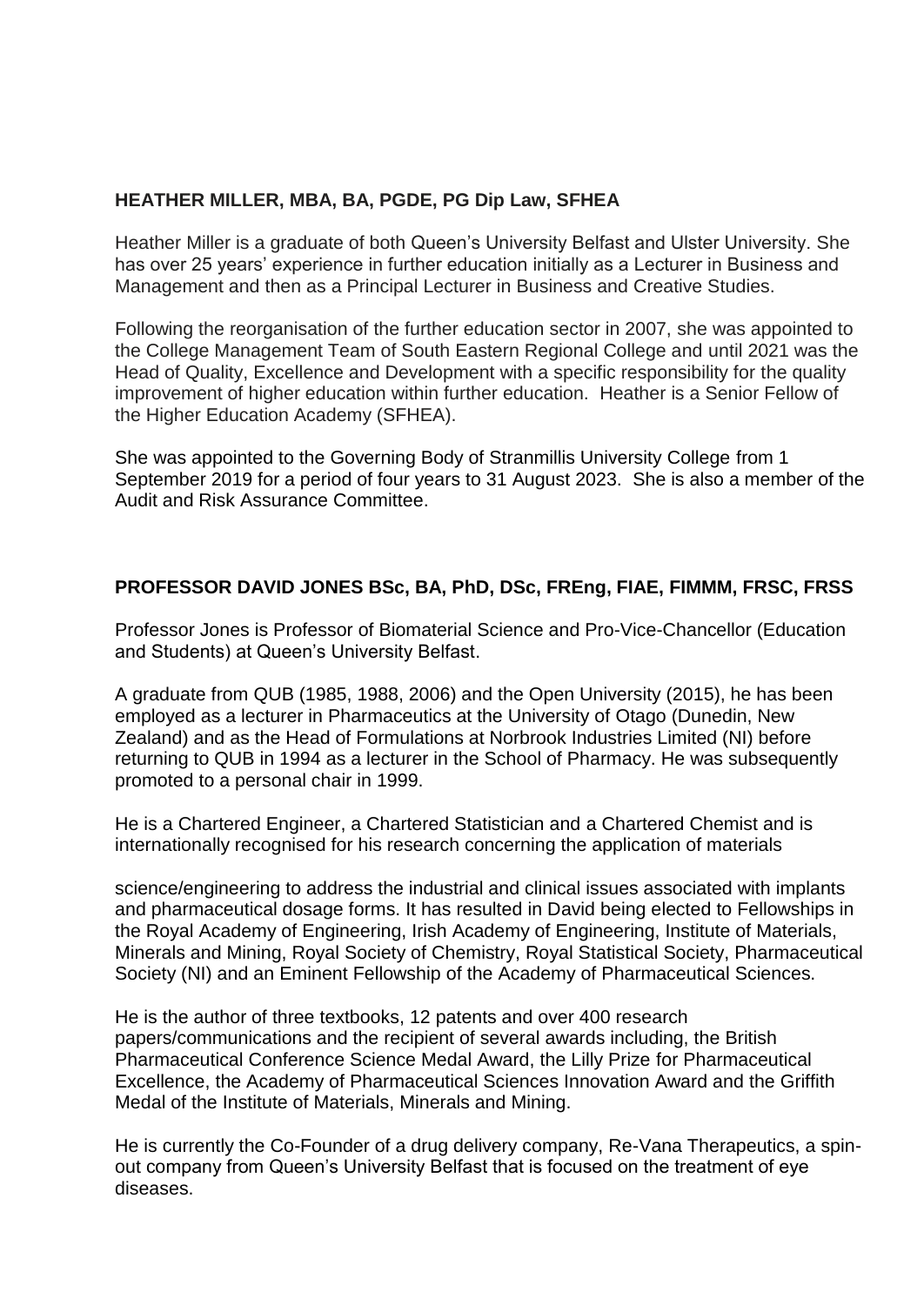**HEATHER MILLER, MBA, BA, PGDE, PG Dip Law, SFHEA**

Heather Miller is a graduate of both Queen's University Belfast and Ulster University. She has over 25 years' experience in further education initially as a Lecturer in Business and Management and then as a Principal Lecturer in Business and Creative Studies.

Following the reorganisation of the further education sector in 2007, she was appointed to the College Management Team of South Eastern Regional College and until 2021 was the Head of Quality, Excellence and Development with a specific responsibility for the quality improvement of higher education within further education. Heather is a Senior Fellow of the Higher Education Academy (SFHEA).

She was appointed to the Governing Body of Stranmillis University College from 1 September 2019 for a period of four years to 31 August 2023. She is also a member of the Audit and Risk Assurance Committee.

**PROFESSOR DAVID JONES BSc, BA, PhD, DSc, FREng, FIAE, FIMMM, FRSC, FRSS**

Professor Jones is Professor of Biomaterial Science and Pro-Vice-Chancellor (Education and Students) at Queen's University Belfast.

A graduate from QUB (1985, 1988, 2006) and the Open University (2015), he has been employed as a lecturer in Pharmaceutics at the University of Otago (Dunedin, New Zealand) and as the Head of Formulations at Norbrook Industries Limited (NI) before returning to QUB in 1994 as a lecturer in the School of Pharmacy. He was subsequently promoted to a personal chair in 1999.

He is a Chartered Engineer, a Chartered Statistician and a Chartered Chemist and is internationally recognised for his research concerning the application of materials science/engineering to address the industrial and clinical issues associated with implants and pharmaceutical dosage forms. It has resulted in David being elected to Fellowships in the Royal Academy of Engineering, Irish Academy of Engineering, Institute of Materials, Minerals and Mining, Royal Society of Chemistry, Royal Statistical Society, Pharmaceutical Society (NI) and an Eminent Fellowship of the Academy of Pharmaceutical Sciences.

He is the author of three textbooks, 12 patents and over 400 research papers/communications and the recipient of several awards including, the British Pharmaceutical Conference Science Medal Award, the Lilly Prize for Pharmaceutical Excellence, the Academy of Pharmaceutical Sciences Innovation Award and the Griffith Medal of the Institute of Materials, Minerals and Mining.

He is currently the Co-Founder of a drug delivery company, Re-Vana Therapeutics, a spin-out company from Queen's University Belfast that is focused on the treatment of eye diseases.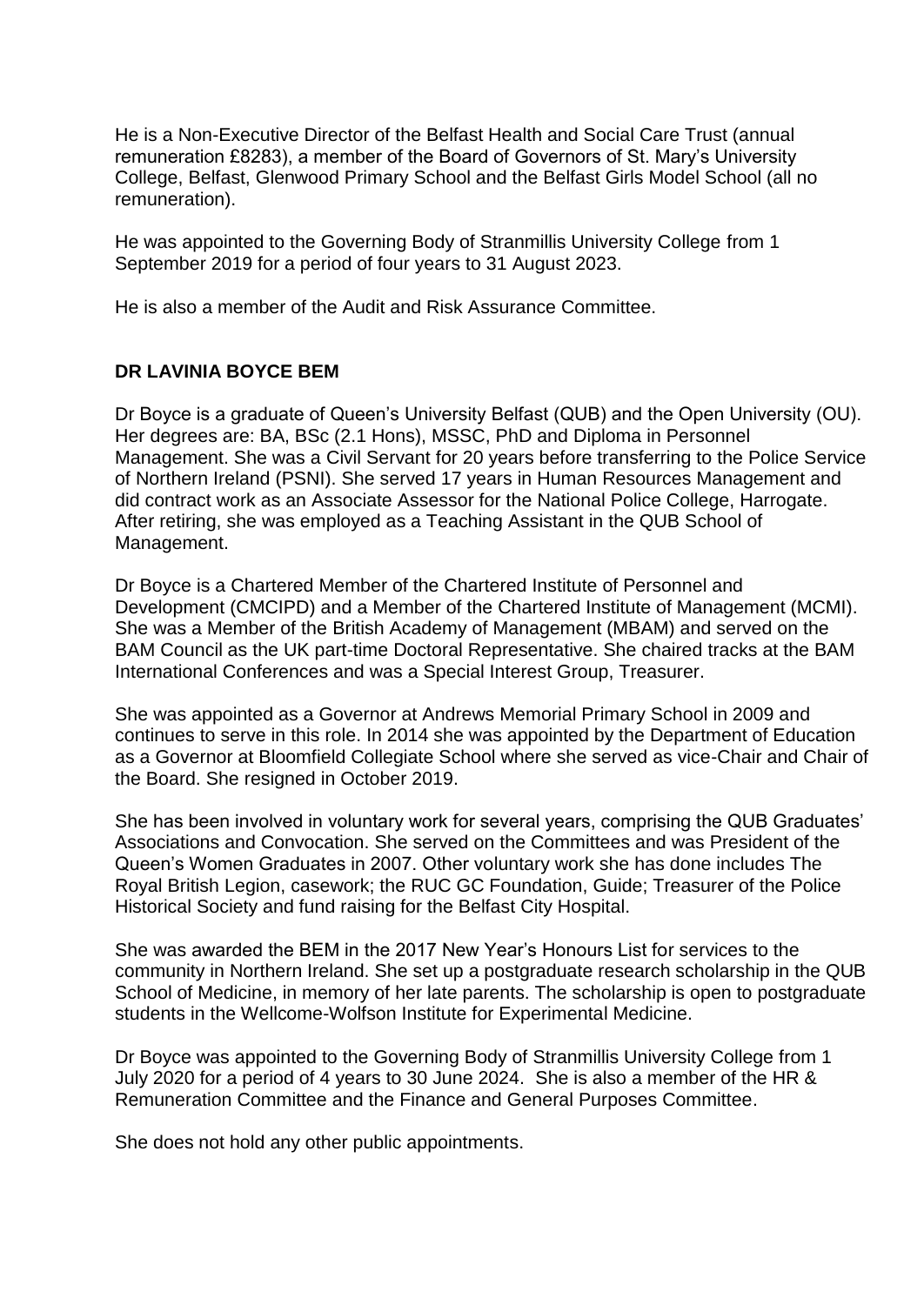He is a Non-Executive Director of the Belfast Health and Social Care Trust (annual remuneration £8283), a member of the Board of Governors of St. Mary's University College, Belfast, Glenwood Primary School and the Belfast Girls Model School (all no remuneration).

He was appointed to the Governing Body of Stranmillis University College from 1 September 2019 for a period of four years to 31 August 2023.

He is also a member of the Audit and Risk Assurance Committee.

**DR LAVINIA BOYCE BEM**

Dr Boyce is a graduate of Queen's University Belfast (QUB) and the Open University (OU). Her degrees are: BA, BSc (2.1 Hons), MSSC, PhD and Diploma in Personnel Management. She was a Civil Servant for 20 years before transferring to the Police Service of Northern Ireland (PSNI). She served 17 years in Human Resources Management and did contract work as an Associate Assessor for the National Police College, Harrogate. After retiring, she was employed as a Teaching Assistant in the QUB School of Management.

Dr Boyce is a Chartered Member of the Chartered Institute of Personnel and Development (CMCIPD) and a Member of the Chartered Institute of Management (MCMI). She was a Member of the British Academy of Management (MBAM) and served on the BAM Council as the UK part-time Doctoral Representative. She chaired tracks at the BAM International Conferences and was a Special Interest Group, Treasurer.

She was appointed as a Governor at Andrews Memorial Primary School in 2009 and continues to serve in this role. In 2014 she was appointed by the Department of Education as a Governor at Bloomfield Collegiate School where she served as vice-Chair and Chair of the Board. She resigned in October 2019.

She has been involved in voluntary work for several years, comprising the QUB Graduates' Associations and Convocation. She served on the Committees and was President of the Queen's Women Graduates in 2007. Other voluntary work she has done includes The Royal British Legion, casework; the RUC GC Foundation, Guide; Treasurer of the Police Historical Society and fund raising for the Belfast City Hospital.

She was awarded the BEM in the 2017 New Year's Honours List for services to the community in Northern Ireland. She set up a postgraduate research scholarship in the QUB School of Medicine, in memory of her late parents. The scholarship is open to postgraduate students in the Wellcome-Wolfson Institute for Experimental Medicine.

Dr Boyce was appointed to the Governing Body of Stranmillis University College from 1 July 2020 for a period of 4 years to 30 June 2024. She is also a member of the HR & Remuneration Committee and the Finance and General Purposes Committee.

She does not hold any other public appointments.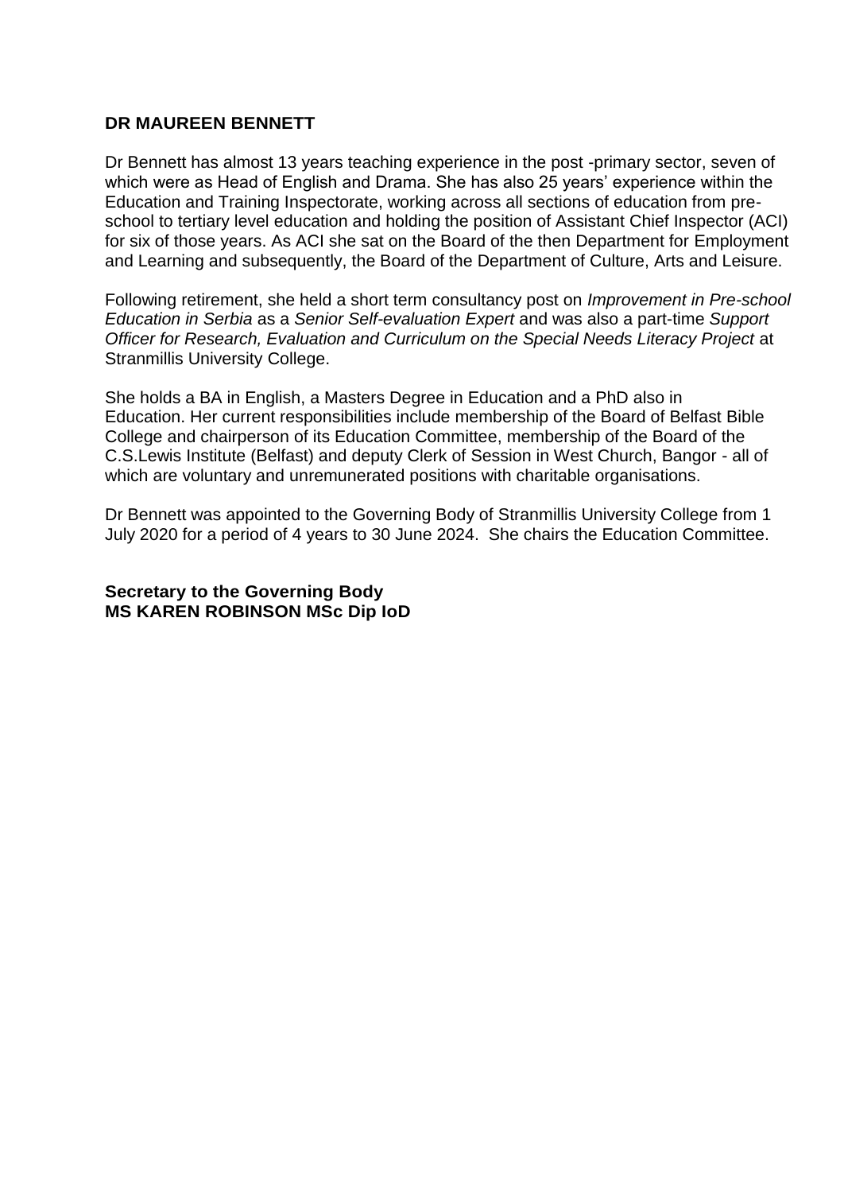**DR MAUREEN BENNETT**

Dr Bennett has almost 13 years teaching experience in the post -primary sector, seven of which were as Head of English and Drama. She has also 25 years' experience within the Education and Training Inspectorate, working across all sections of education from pre-school to tertiary level education and holding the position of Assistant Chief Inspector (ACI) for six of those years. As ACI she sat on the Board of the then Department for Employment and Learning and subsequently, the Board of the Department of Culture, Arts and Leisure.

Following retirement, she held a short term consultancy post on *Improvement in Pre-school Education in Serbia* as a *Senior Self-evaluation Expert* and was also a part-time *Support Officer for Research, Evaluation and Curriculum on the Special Needs Literacy Project* at Stranmillis University College.

She holds a BA in English, a Masters Degree in Education and a PhD also in Education. Her current responsibilities include membership of the Board of Belfast Bible College and chairperson of its Education Committee, membership of the Board of the C.S.Lewis Institute (Belfast) and deputy Clerk of Session in West Church, Bangor - all of which are voluntary and unremunerated positions with charitable organisations.

Dr Bennett was appointed to the Governing Body of Stranmillis University College from 1 July 2020 for a period of 4 years to 30 June 2024. She chairs the Education Committee.

**Secretary to the Governing Body**
**MS KAREN ROBINSON MSc Dip IoD**